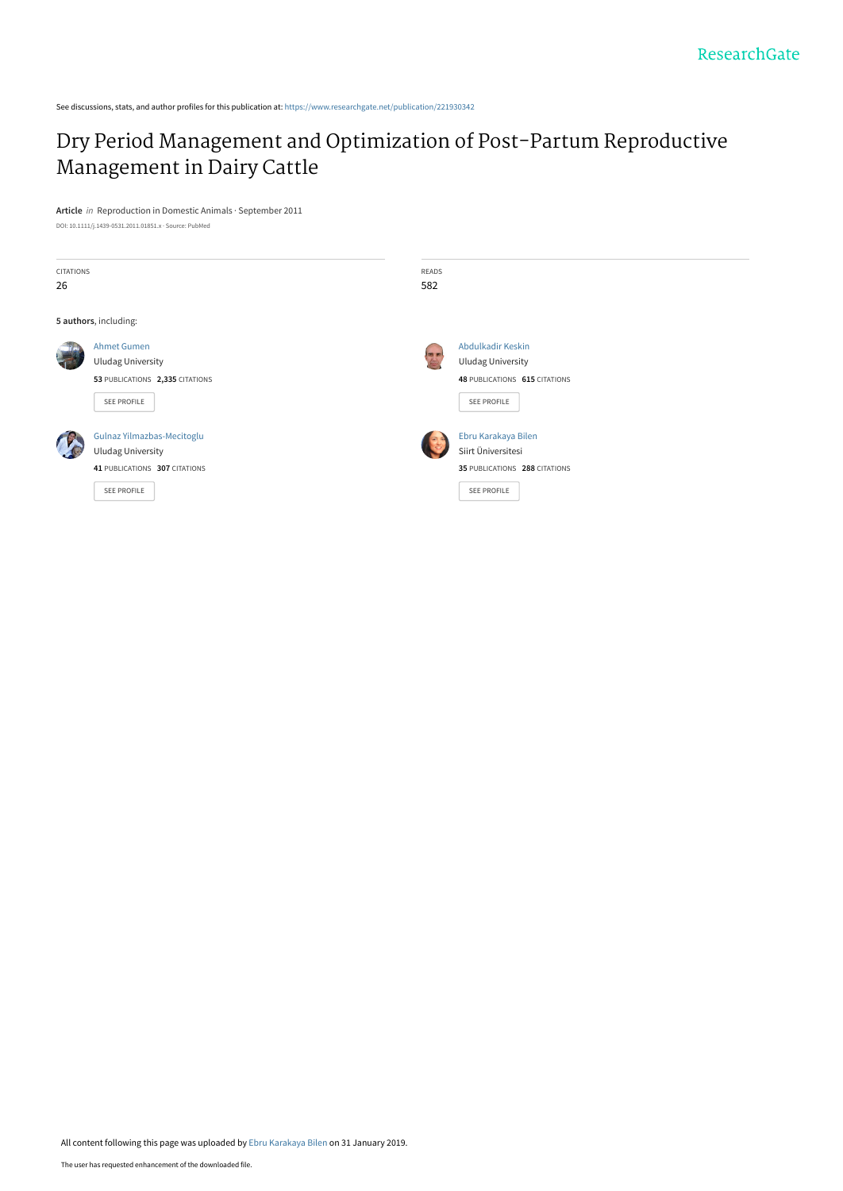See discussions, stats, and author profiles for this publication at: https://www.researchgate.net/publication/221930342

# Dry Period Management and Optimization of Post-Partum Reproductive Management in Dairy Cattle

**Article** *in* Reproduction in Domestic Animals · September 2011

DOI: 10.1111/j.1439-0531.2011.01851.x · Source: PubMed

| CITATIONS | READS |
|---|---|
| 26 | 582 |

**5 authors**, including:

Ahmet Gumen
Uludag University
**53** PUBLICATIONS **2,335** CITATIONS
SEE PROFILE

Abdulkadir Keskin
Uludag University
**48** PUBLICATIONS **615** CITATIONS
SEE PROFILE

Gulnaz Yilmazbas-Mecitoglu
Uludag University
**41** PUBLICATIONS **307** CITATIONS
SEE PROFILE

Ebru Karakaya Bilen
Siirt Üniversitesi
**35** PUBLICATIONS **288** CITATIONS
SEE PROFILE

All content following this page was uploaded by Ebru Karakaya Bilen on 31 January 2019.

The user has requested enhancement of the downloaded file.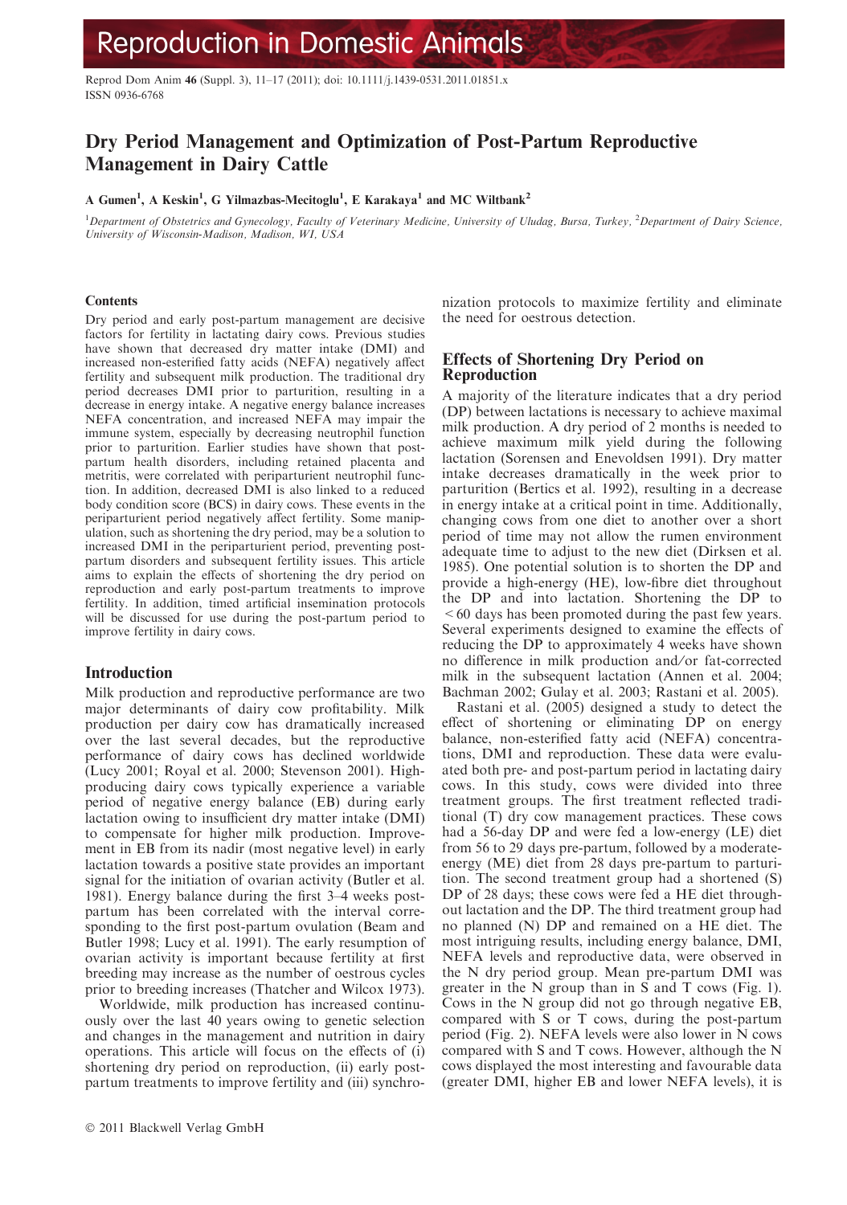# Dry Period Management and Optimization of Post-Partum Reproductive Management in Dairy Cattle

**A Gumen[1], A Keskin[1], G Yilmazbas-Mecitoglu[1], E Karakaya[1] and MC Wiltbank[2]**

[1]*Department of Obstetrics and Gynecology, Faculty of Veterinary Medicine, University of Uludag, Bursa, Turkey*, [2]*Department of Dairy Science, University of Wisconsin-Madison, Madison, WI, USA*

## Contents

Dry period and early post-partum management are decisive factors for fertility in lactating dairy cows. Previous studies have shown that decreased dry matter intake (DMI) and increased non-esterified fatty acids (NEFA) negatively affect fertility and subsequent milk production. The traditional dry period decreases DMI prior to parturition, resulting in a decrease in energy intake. A negative energy balance increases NEFA concentration, and increased NEFA may impair the immune system, especially by decreasing neutrophil function prior to parturition. Earlier studies have shown that post-partum health disorders, including retained placenta and metritis, were correlated with periparturient neutrophil function. In addition, decreased DMI is also linked to a reduced body condition score (BCS) in dairy cows. These events in the periparturient period negatively affect fertility. Some manipulation, such as shortening the dry period, may be a solution to increased DMI in the periparturient period, preventing post-partum disorders and subsequent fertility issues. This article aims to explain the effects of shortening the dry period on reproduction and early post-partum treatments to improve fertility. In addition, timed artificial insemination protocols will be discussed for use during the post-partum period to improve fertility in dairy cows.

## Introduction

Milk production and reproductive performance are two major determinants of dairy cow profitability. Milk production per dairy cow has dramatically increased over the last several decades, but the reproductive performance of dairy cows has declined worldwide (Lucy 2001; Royal et al. 2000; Stevenson 2001). High-producing dairy cows typically experience a variable period of negative energy balance (EB) during early lactation owing to insufficient dry matter intake (DMI) to compensate for higher milk production. Improvement in EB from its nadir (most negative level) in early lactation towards a positive state provides an important signal for the initiation of ovarian activity (Butler et al. 1981). Energy balance during the first 3–4 weeks post-partum has been correlated with the interval corresponding to the first post-partum ovulation (Beam and Butler 1998; Lucy et al. 1991). The early resumption of ovarian activity is important because fertility at first breeding may increase as the number of oestrous cycles prior to breeding increases (Thatcher and Wilcox 1973).

Worldwide, milk production has increased continuously over the last 40 years owing to genetic selection and changes in the management and nutrition in dairy operations. This article will focus on the effects of (i) shortening dry period on reproduction, (ii) early post-partum treatments to improve fertility and (iii) synchronization protocols to maximize fertility and eliminate the need for oestrous detection.

## Effects of Shortening Dry Period on Reproduction

A majority of the literature indicates that a dry period (DP) between lactations is necessary to achieve maximal milk production. A dry period of 2 months is needed to achieve maximum milk yield during the following lactation (Sorensen and Enevoldsen 1991). Dry matter intake decreases dramatically in the week prior to parturition (Bertics et al. 1992), resulting in a decrease in energy intake at a critical point in time. Additionally, changing cows from one diet to another over a short period of time may not allow the rumen environment adequate time to adjust to the new diet (Dirksen et al. 1985). One potential solution is to shorten the DP and provide a high-energy (HE), low-fibre diet throughout the DP and into lactation. Shortening the DP to $<60$ days has been promoted during the past few years. Several experiments designed to examine the effects of reducing the DP to approximately 4 weeks have shown no difference in milk production and/or fat-corrected milk in the subsequent lactation (Annen et al. 2004; Bachman 2002; Gulay et al. 2003; Rastani et al. 2005).

Rastani et al. (2005) designed a study to detect the effect of shortening or eliminating DP on energy balance, non-esterified fatty acid (NEFA) concentrations, DMI and reproduction. These data were evaluated both pre- and post-partum period in lactating dairy cows. In this study, cows were divided into three treatment groups. The first treatment reflected traditional (T) dry cow management practices. These cows had a 56-day DP and were fed a low-energy (LE) diet from 56 to 29 days pre-partum, followed by a moderate-energy (ME) diet from 28 days pre-partum to parturition. The second treatment group had a shortened (S) DP of 28 days; these cows were fed a HE diet throughout lactation and the DP. The third treatment group had no planned (N) DP and remained on a HE diet. The most intriguing results, including energy balance, DMI, NEFA levels and reproductive data, were observed in the N dry period group. Mean pre-partum DMI was greater in the N group than in S and T cows (Fig. 1). Cows in the N group did not go through negative EB, compared with S or T cows, during the post-partum period (Fig. 2). NEFA levels were also lower in N cows compared with S and T cows. However, although the N cows displayed the most interesting and favourable data (greater DMI, higher EB and lower NEFA levels), it is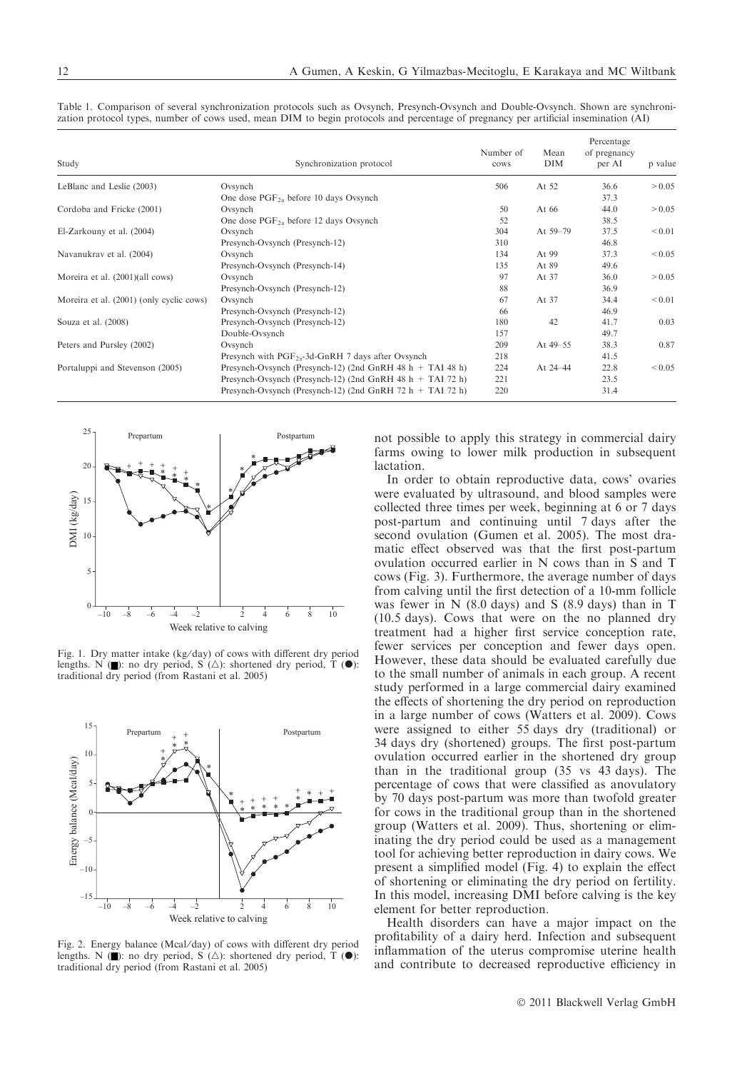Table 1. Comparison of several synchronization protocols such as Ovsynch, Presynch-Ovsynch and Double-Ovsynch. Shown are synchronization protocol types, number of cows used, mean DIM to begin protocols and percentage of pregnancy per artificial insemination (AI)

| Study | Synchronization protocol | Number of cows | Mean DIM | Percentage of pregnancy per AI | p value |
|---|---|---|---|---|---|
| LeBlanc and Leslie (2003) | Ovsynch | 506 | At 52 | 36.6 | > 0.05 |
| | One dose $PGF_{2\alpha}$ before 10 days Ovsynch | | | 37.3 | |
| Cordoba and Fricke (2001) | Ovsynch | 50 | At 66 | 44.0 | > 0.05 |
| | One dose $PGF_{2\alpha}$ before 12 days Ovsynch | 52 | | 38.5 | |
| El-Zarkouny et al. (2004) | Ovsynch | 304 | At 59–79 | 37.5 | < 0.01 |
| | Presynch-Ovsynch (Presynch-12) | 310 | | 46.8 | |
| Navanukrav et al. (2004) | Ovsynch | 134 | At 99 | 37.3 | < 0.05 |
| | Presynch-Ovsynch (Presynch-14) | 135 | At 89 | 49.6 | |
| Moreira et al. (2001)(all cows) | Ovsynch | 97 | At 37 | 36.0 | > 0.05 |
| | Presynch-Ovsynch (Presynch-12) | 88 | | 36.9 | |
| Moreira et al. (2001) (only cyclic cows) | Ovsynch | 67 | At 37 | 34.4 | < 0.01 |
| | Presynch-Ovsynch (Presynch-12) | 66 | | 46.9 | |
| Souza et al. (2008) | Presynch-Ovsynch (Presynch-12) | 180 | 42 | 41.7 | 0.03 |
| | Double-Ovsynch | 157 | | 49.7 | |
| Peters and Pursley (2002) | Ovsynch | 209 | At 49–55 | 38.3 | 0.87 |
| | Presynch with $PGF_{2\alpha}$-3d-GnRH 7 days after Ovsynch | 218 | | 41.5 | |
| Portaluppi and Stevenson (2005) | Presynch-Ovsynch (Presynch-12) (2nd GnRH 48 h + TAI 48 h) | 224 | At 24–44 | 22.8 | < 0.05 |
| | Presynch-Ovsynch (Presynch-12) (2nd GnRH 48 h + TAI 72 h) | 221 | | 23.5 | |
| | Presynch-Ovsynch (Presynch-12) (2nd GnRH 72 h + TAI 72 h) | 220 | | 31.4 | |

Fig. 1. Dry matter intake (kg/day) of cows with different dry period lengths. N (■): no dry period, S (△): shortened dry period, T (●): traditional dry period (from Rastani et al. 2005)

Fig. 2. Energy balance (Mcal/day) of cows with different dry period lengths. N (■): no dry period, S (△): shortened dry period, T (●): traditional dry period (from Rastani et al. 2005)

not possible to apply this strategy in commercial dairy farms owing to lower milk production in subsequent lactation.

In order to obtain reproductive data, cows' ovaries were evaluated by ultrasound, and blood samples were collected three times per week, beginning at 6 or 7 days post-partum and continuing until 7 days after the second ovulation (Gumen et al. 2005). The most dramatic effect observed was that the first post-partum ovulation occurred earlier in N cows than in S and T cows (Fig. 3). Furthermore, the average number of days from calving until the first detection of a 10-mm follicle was fewer in N (8.0 days) and S (8.9 days) than in T (10.5 days). Cows that were on the no planned dry treatment had a higher first service conception rate, fewer services per conception and fewer days open. However, these data should be evaluated carefully due to the small number of animals in each group. A recent study performed in a large commercial dairy examined the effects of shortening the dry period on reproduction in a large number of cows (Watters et al. 2009). Cows were assigned to either 55 days dry (traditional) or 34 days dry (shortened) groups. The first post-partum ovulation occurred earlier in the shortened dry group than in the traditional group (35 vs 43 days). The percentage of cows that were classified as anovulatory by 70 days post-partum was more than twofold greater for cows in the traditional group than in the shortened group (Watters et al. 2009). Thus, shortening or eliminating the dry period could be used as a management tool for achieving better reproduction in dairy cows. We present a simplified model (Fig. 4) to explain the effect of shortening or eliminating the dry period on fertility. In this model, increasing DMI before calving is the key element for better reproduction.

Health disorders can have a major impact on the profitability of a dairy herd. Infection and subsequent inflammation of the uterus compromise uterine health and contribute to decreased reproductive efficiency in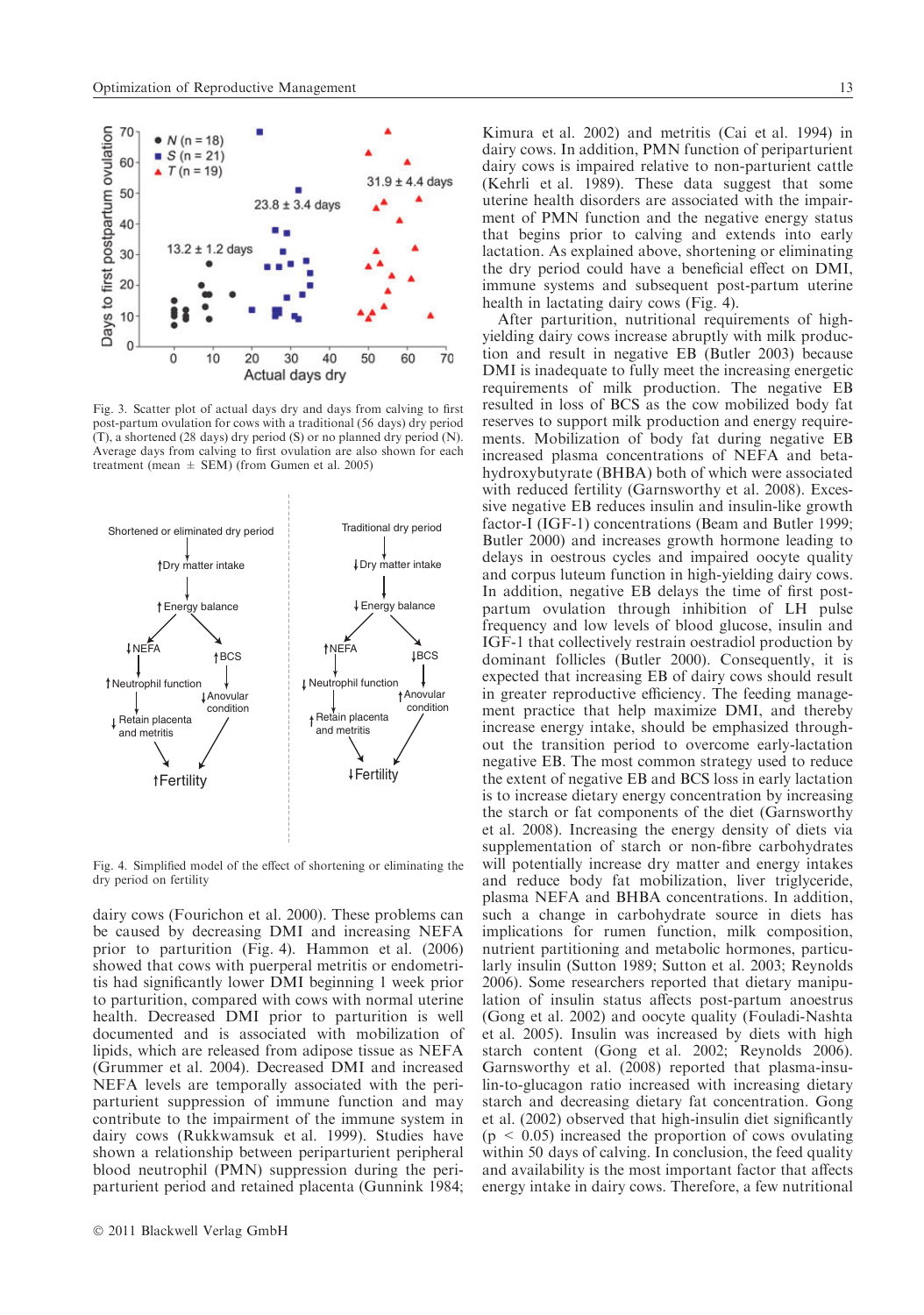Fig. 3. Scatter plot of actual days dry and days from calving to first post-partum ovulation for cows with a traditional (56 days) dry period (T), a shortened (28 days) dry period (S) or no planned dry period (N). Average days from calving to first ovulation are also shown for each treatment (mean ± SEM) (from Gumen et al. 2005)

Fig. 4. Simplified model of the effect of shortening or eliminating the dry period on fertility

dairy cows (Fourichon et al. 2000). These problems can be caused by decreasing DMI and increasing NEFA prior to parturition (Fig. 4). Hammon et al. (2006) showed that cows with puerperal metritis or endometritis had significantly lower DMI beginning 1 week prior to parturition, compared with cows with normal uterine health. Decreased DMI prior to parturition is well documented and is associated with mobilization of lipids, which are released from adipose tissue as NEFA (Grummer et al. 2004). Decreased DMI and increased NEFA levels are temporally associated with the periparturient suppression of immune function and may contribute to the impairment of the immune system in dairy cows (Rukkwamsuk et al. 1999). Studies have shown a relationship between periparturient peripheral blood neutrophil (PMN) suppression during the periparturient period and retained placenta (Gunnink 1984; Kimura et al. 2002) and metritis (Cai et al. 1994) in dairy cows. In addition, PMN function of periparturient dairy cows is impaired relative to non-parturient cattle (Kehrli et al. 1989). These data suggest that some uterine health disorders are associated with the impairment of PMN function and the negative energy status that begins prior to calving and extends into early lactation. As explained above, shortening or eliminating the dry period could have a beneficial effect on DMI, immune systems and subsequent post-partum uterine health in lactating dairy cows (Fig. 4).

After parturition, nutritional requirements of high-yielding dairy cows increase abruptly with milk production and result in negative EB (Butler 2003) because DMI is inadequate to fully meet the increasing energetic requirements of milk production. The negative EB resulted in loss of BCS as the cow mobilized body fat reserves to support milk production and energy requirements. Mobilization of body fat during negative EB increased plasma concentrations of NEFA and beta-hydroxybutyrate (BHBA) both of which were associated with reduced fertility (Garnsworthy et al. 2008). Excessive negative EB reduces insulin and insulin-like growth factor-I (IGF-1) concentrations (Beam and Butler 1999; Butler 2000) and increases growth hormone leading to delays in oestrous cycles and impaired oocyte quality and corpus luteum function in high-yielding dairy cows. In addition, negative EB delays the time of first post-partum ovulation through inhibition of LH pulse frequency and low levels of blood glucose, insulin and IGF-1 that collectively restrain oestradiol production by dominant follicles (Butler 2000). Consequently, it is expected that increasing EB of dairy cows should result in greater reproductive efficiency. The feeding management practice that help maximize DMI, and thereby increase energy intake, should be emphasized throughout the transition period to overcome early-lactation negative EB. The most common strategy used to reduce the extent of negative EB and BCS loss in early lactation is to increase dietary energy concentration by increasing the starch or fat components of the diet (Garnsworthy et al. 2008). Increasing the energy density of diets via supplementation of starch or non-fibre carbohydrates will potentially increase dry matter and energy intakes and reduce body fat mobilization, liver triglyceride, plasma NEFA and BHBA concentrations. In addition, such a change in carbohydrate source in diets has implications for rumen function, milk composition, nutrient partitioning and metabolic hormones, particularly insulin (Sutton 1989; Sutton et al. 2003; Reynolds 2006). Some researchers reported that dietary manipulation of insulin status affects post-partum anoestrus (Gong et al. 2002) and oocyte quality (Fouladi-Nashta et al. 2005). Insulin was increased by diets with high starch content (Gong et al. 2002; Reynolds 2006). Garnsworthy et al. (2008) reported that plasma-insulin-to-glucagon ratio increased with increasing dietary starch and decreasing dietary fat concentration. Gong et al. (2002) observed that high-insulin diet significantly ($p < 0.05$) increased the proportion of cows ovulating within 50 days of calving. In conclusion, the feed quality and availability is the most important factor that affects energy intake in dairy cows. Therefore, a few nutritional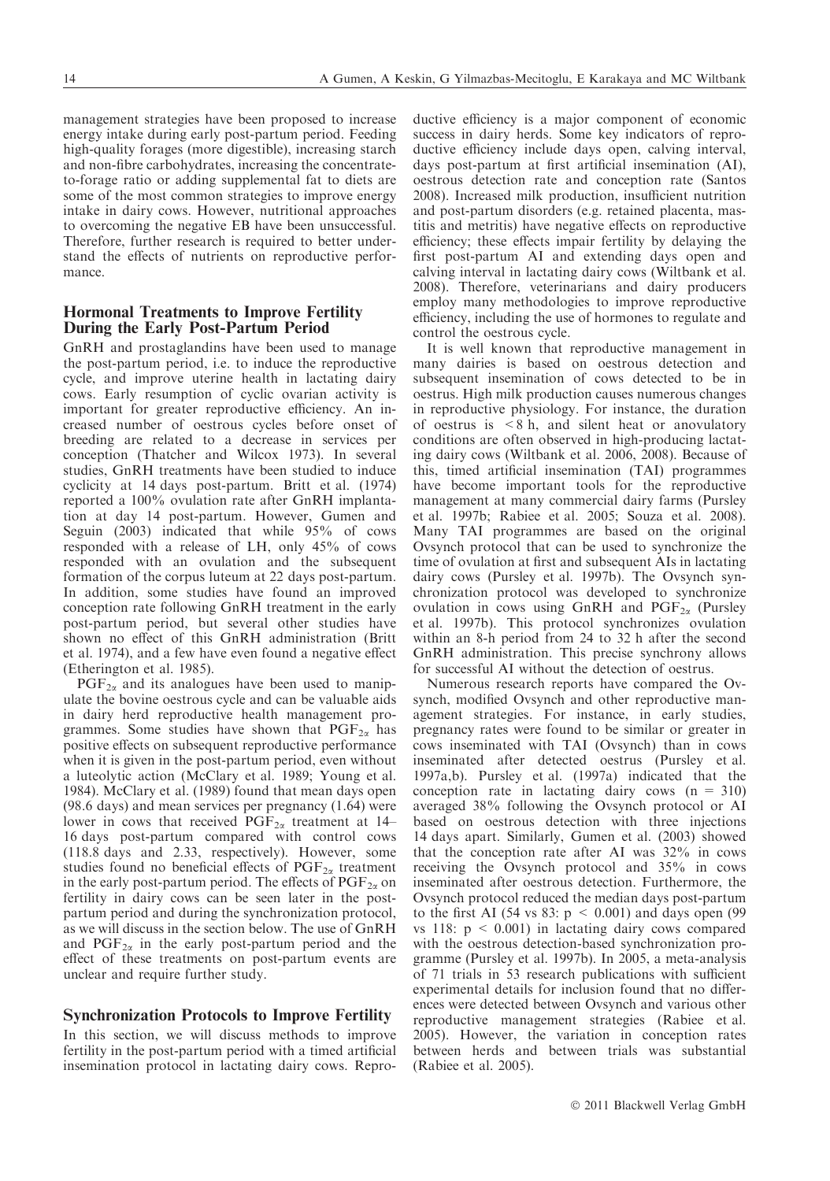management strategies have been proposed to increase energy intake during early post-partum period. Feeding high-quality forages (more digestible), increasing starch and non-fibre carbohydrates, increasing the concentrate-to-forage ratio or adding supplemental fat to diets are some of the most common strategies to improve energy intake in dairy cows. However, nutritional approaches to overcoming the negative EB have been unsuccessful. Therefore, further research is required to better understand the effects of nutrients on reproductive performance.

## Hormonal Treatments to Improve Fertility During the Early Post-Partum Period

GnRH and prostaglandins have been used to manage the post-partum period, i.e. to induce the reproductive cycle, and improve uterine health in lactating dairy cows. Early resumption of cyclic ovarian activity is important for greater reproductive efficiency. An increased number of oestrous cycles before onset of breeding are related to a decrease in services per conception (Thatcher and Wilcox 1973). In several studies, GnRH treatments have been studied to induce cyclicity at 14 days post-partum. Britt et al. (1974) reported a 100% ovulation rate after GnRH implantation at day 14 post-partum. However, Gumen and Seguin (2003) indicated that while 95% of cows responded with a release of LH, only 45% of cows responded with an ovulation and the subsequent formation of the corpus luteum at 22 days post-partum. In addition, some studies have found an improved conception rate following GnRH treatment in the early post-partum period, but several other studies have shown no effect of this GnRH administration (Britt et al. 1974), and a few have even found a negative effect (Etherington et al. 1985).

$PGF_{2\alpha}$ and its analogues have been used to manipulate the bovine oestrous cycle and can be valuable aids in dairy herd reproductive health management programmes. Some studies have shown that $PGF_{2\alpha}$ has positive effects on subsequent reproductive performance when it is given in the post-partum period, even without a luteolytic action (McClary et al. 1989; Young et al. 1984). McClary et al. (1989) found that mean days open (98.6 days) and mean services per pregnancy (1.64) were lower in cows that received $PGF_{2\alpha}$ treatment at 14–16 days post-partum compared with control cows (118.8 days and 2.33, respectively). However, some studies found no beneficial effects of $PGF_{2\alpha}$ treatment in the early post-partum period. The effects of $PGF_{2\alpha}$ on fertility in dairy cows can be seen later in the post-partum period and during the synchronization protocol, as we will discuss in the section below. The use of GnRH and $PGF_{2\alpha}$ in the early post-partum period and the effect of these treatments on post-partum events are unclear and require further study.

## Synchronization Protocols to Improve Fertility

In this section, we will discuss methods to improve fertility in the post-partum period with a timed artificial insemination protocol in lactating dairy cows. Reproductive efficiency is a major component of economic success in dairy herds. Some key indicators of reproductive efficiency include days open, calving interval, days post-partum at first artificial insemination (AI), oestrous detection rate and conception rate (Santos 2008). Increased milk production, insufficient nutrition and post-partum disorders (e.g. retained placenta, mastitis and metritis) have negative effects on reproductive efficiency; these effects impair fertility by delaying the first post-partum AI and extending days open and calving interval in lactating dairy cows (Wiltbank et al. 2008). Therefore, veterinarians and dairy producers employ many methodologies to improve reproductive efficiency, including the use of hormones to regulate and control the oestrous cycle.

It is well known that reproductive management in many dairies is based on oestrous detection and subsequent insemination of cows detected to be in oestrus. High milk production causes numerous changes in reproductive physiology. For instance, the duration of oestrus is $< 8$ h, and silent heat or anovulatory conditions are often observed in high-producing lactating dairy cows (Wiltbank et al. 2006, 2008). Because of this, timed artificial insemination (TAI) programmes have become important tools for the reproductive management at many commercial dairy farms (Pursley et al. 1997b; Rabiee et al. 2005; Souza et al. 2008). Many TAI programmes are based on the original Ovsynch protocol that can be used to synchronize the time of ovulation at first and subsequent AIs in lactating dairy cows (Pursley et al. 1997b). The Ovsynch synchronization protocol was developed to synchronize ovulation in cows using GnRH and $PGF_{2\alpha}$ (Pursley et al. 1997b). This protocol synchronizes ovulation within an 8-h period from 24 to 32 h after the second GnRH administration. This precise synchrony allows for successful AI without the detection of oestrus.

Numerous research reports have compared the Ovsynch, modified Ovsynch and other reproductive management strategies. For instance, in early studies, pregnancy rates were found to be similar or greater in cows inseminated with TAI (Ovsynch) than in cows inseminated after detected oestrus (Pursley et al. 1997a,b). Pursley et al. (1997a) indicated that the conception rate in lactating dairy cows ($n = 310$) averaged 38% following the Ovsynch protocol or AI based on oestrous detection with three injections 14 days apart. Similarly, Gumen et al. (2003) showed that the conception rate after AI was 32% in cows receiving the Ovsynch protocol and 35% in cows inseminated after oestrous detection. Furthermore, the Ovsynch protocol reduced the median days post-partum to the first AI (54 vs 83: $p < 0.001$) and days open (99 vs 118: $p < 0.001$) in lactating dairy cows compared with the oestrous detection-based synchronization programme (Pursley et al. 1997b). In 2005, a meta-analysis of 71 trials in 53 research publications with sufficient experimental details for inclusion found that no differences were detected between Ovsynch and various other reproductive management strategies (Rabiee et al. 2005). However, the variation in conception rates between herds and between trials was substantial (Rabiee et al. 2005).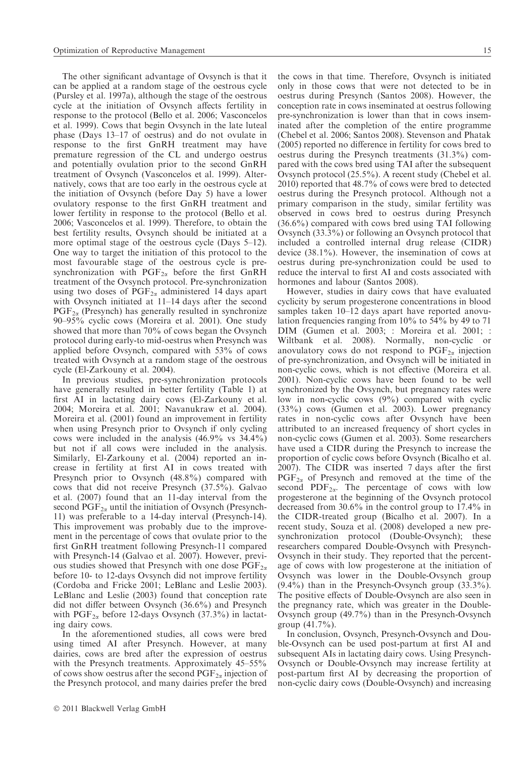The other significant advantage of Ovsynch is that it can be applied at a random stage of the oestrous cycle (Pursley et al. 1997a), although the stage of the oestrous cycle at the initiation of Ovsynch affects fertility in response to the protocol (Bello et al. 2006; Vasconcelos et al. 1999). Cows that begin Ovsynch in the late luteal phase (Days 13–17 of oestrus) and do not ovulate in response to the first GnRH treatment may have premature regression of the CL and undergo oestrus and potentially ovulation prior to the second GnRH treatment of Ovsynch (Vasconcelos et al. 1999). Alternatively, cows that are too early in the oestrous cycle at the initiation of Ovsynch (before Day 5) have a lower ovulatory response to the first GnRH treatment and lower fertility in response to the protocol (Bello et al. 2006; Vasconcelos et al. 1999). Therefore, to obtain the best fertility results, Ovsynch should be initiated at a more optimal stage of the oestrous cycle (Days 5–12). One way to target the initiation of this protocol to the most favourable stage of the oestrous cycle is pre-synchronization with $PGF_{2\alpha}$ before the first GnRH treatment of the Ovsynch protocol. Pre-synchronization using two doses of $PGF_{2\alpha}$ administered 14 days apart with Ovsynch initiated at 11–14 days after the second $PGF_{2\alpha}$ (Presynch) has generally resulted in synchronize 90–95% cyclic cows (Moreira et al. 2001). One study showed that more than 70% of cows began the Ovsynch protocol during early-to mid-oestrus when Presynch was applied before Ovsynch, compared with 53% of cows treated with Ovsynch at a random stage of the oestrous cycle (El-Zarkouny et al. 2004).

In previous studies, pre-synchronization protocols have generally resulted in better fertility (Table 1) at first AI in lactating dairy cows (El-Zarkouny et al. 2004; Moreira et al. 2001; Navanukraw et al. 2004). Moreira et al. (2001) found an improvement in fertility when using Presynch prior to Ovsynch if only cycling cows were included in the analysis (46.9% vs 34.4%) but not if all cows were included in the analysis. Similarly, El-Zarkouny et al. (2004) reported an increase in fertility at first AI in cows treated with Presynch prior to Ovsynch (48.8%) compared with cows that did not receive Presynch (37.5%). Galvao et al. (2007) found that an 11-day interval from the second $PGF_{2\alpha}$ until the initiation of Ovsynch (Presynch-11) was preferable to a 14-day interval (Presynch-14). This improvement was probably due to the improvement in the percentage of cows that ovulate prior to the first GnRH treatment following Presynch-11 compared with Presynch-14 (Galvao et al. 2007). However, previous studies showed that Presynch with one dose $PGF_{2\alpha}$ before 10- to 12-days Ovsynch did not improve fertility (Cordoba and Fricke 2001; LeBlanc and Leslie 2003). LeBlanc and Leslie (2003) found that conception rate did not differ between Ovsynch (36.6%) and Presynch with $PGF_{2\alpha}$ before 12-days Ovsynch (37.3%) in lactating dairy cows.

In the aforementioned studies, all cows were bred using timed AI after Presynch. However, at many dairies, cows are bred after the expression of oestrus with the Presynch treatments. Approximately 45–55% of cows show oestrus after the second $PGF_{2\alpha}$ injection of the Presynch protocol, and many dairies prefer the bred the cows in that time. Therefore, Ovsynch is initiated only in those cows that were not detected to be in oestrus during Presynch (Santos 2008). However, the conception rate in cows inseminated at oestrus following pre-synchronization is lower than that in cows inseminated after the completion of the entire programme (Chebel et al. 2006; Santos 2008). Stevenson and Phatak (2005) reported no difference in fertility for cows bred to oestrus during the Presynch treatments (31.3%) compared with the cows bred using TAI after the subsequent Ovsynch protocol (25.5%). A recent study (Chebel et al. 2010) reported that 48.7% of cows were bred to detected oestrus during the Presynch protocol. Although not a primary comparison in the study, similar fertility was observed in cows bred to oestrus during Presynch (36.6%) compared with cows bred using TAI following Ovsynch (33.3%) or following an Ovsynch protocol that included a controlled internal drug release (CIDR) device (38.1%). However, the insemination of cows at oestrus during pre-synchronization could be used to reduce the interval to first AI and costs associated with hormones and labour (Santos 2008).

However, studies in dairy cows that have evaluated cyclicity by serum progesterone concentrations in blood samples taken 10–12 days apart have reported anovulation frequencies ranging from 10% to 54% by 49 to 71 DIM (Gumen et al. 2003; : Moreira et al. 2001; : Wiltbank et al. 2008). Normally, non-cyclic or anovulatory cows do not respond to $PGF_{2\alpha}$ injection of pre-synchronization, and Ovsynch will be initiated in non-cyclic cows, which is not effective (Moreira et al. 2001). Non-cyclic cows have been found to be well synchronized by the Ovsynch, but pregnancy rates were low in non-cyclic cows (9%) compared with cyclic (33%) cows (Gumen et al. 2003). Lower pregnancy rates in non-cyclic cows after Ovsynch have been attributed to an increased frequency of short cycles in non-cyclic cows (Gumen et al. 2003). Some researchers have used a CIDR during the Presynch to increase the proportion of cyclic cows before Ovsynch (Bicalho et al. 2007). The CIDR was inserted 7 days after the first $PGF_{2\alpha}$ of Presynch and removed at the time of the second $PDF_{2\alpha}$. The percentage of cows with low progesterone at the beginning of the Ovsynch protocol decreased from 30.6% in the control group to 17.4% in the CIDR-treated group (Bicalho et al. 2007). In a recent study, Souza et al. (2008) developed a new pre-synchronization protocol (Double-Ovsynch); these researchers compared Double-Ovsynch with Presynch-Ovsynch in their study. They reported that the percentage of cows with low progesterone at the initiation of Ovsynch was lower in the Double-Ovsynch group (9.4%) than in the Presynch-Ovsynch group (33.3%). The positive effects of Double-Ovsynch are also seen in the pregnancy rate, which was greater in the Double-Ovsynch group (49.7%) than in the Presynch-Ovsynch group (41.7%).

In conclusion, Ovsynch, Presynch-Ovsynch and Double-Ovsynch can be used post-partum at first AI and subsequent AIs in lactating dairy cows. Using Presynch-Ovsynch or Double-Ovsynch may increase fertility at post-partum first AI by decreasing the proportion of non-cyclic dairy cows (Double-Ovsynch) and increasing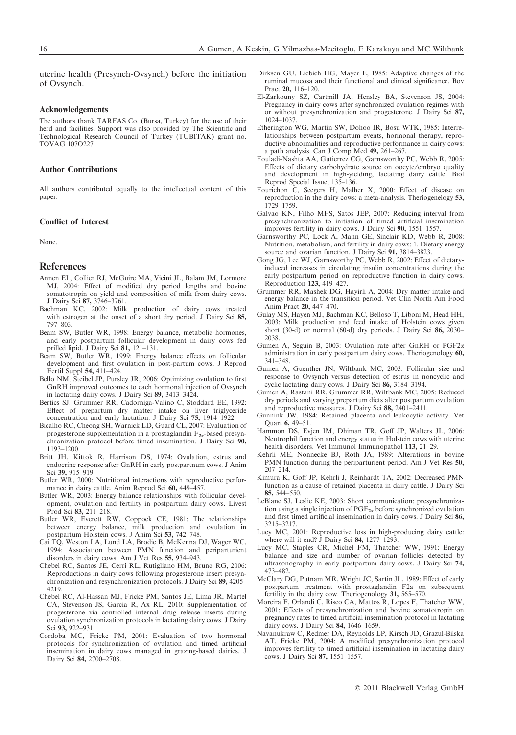uterine health (Presynch-Ovsynch) before the initiation of Ovsynch.

### Acknowledgements

The authors thank TARFAS Co. (Bursa, Turkey) for the use of their herd and facilities. Support was also provided by The Scientific and Technological Research Council of Turkey (TUBITAK) grant no. TOVAG 107O227.

### Author Contributions

All authors contributed equally to the intellectual content of this paper.

### Conflict of Interest

None.

## References

Annen EL, Collier RJ, McGuire MA, Vicini JL, Balam JM, Lormore MJ, 2004: Effect of modified dry period lengths and bovine somatotropin on yield and composition of milk from dairy cows. J Dairy Sci **87,** 3746–3761.

Bachman KC, 2002: Milk production of dairy cows treated with estrogen at the onset of a short dry period. J Dairy Sci **85,** 797–803.

Beam SW, Butler WR, 1998: Energy balance, metabolic hormones, and early postpartum follicular development in dairy cows fed prilled lipid. J Dairy Sci **81,** 121–131.

Beam SW, Butler WR, 1999: Energy balance effects on follicular development and first ovulation in post-partum cows. J Reprod Fertil Suppl **54,** 411–424.

Bello NM, Steibel JP, Pursley JR, 2006: Optimizing ovulation to first GnRH improved outcomes to each hormonal injection of Ovsynch in lactating dairy cows. J Dairy Sci **89,** 3413–3424.

Bertics SJ, Grummer RR, Cadorniga-Valino C, Stoddard EE, 1992: Effect of prepartum dry matter intake on liver triglyceride concentration and early lactation. J Dairy Sci **75,** 1914–1922.

Bicalho RC, Cheong SH, Warnick LD, Guard CL, 2007: Evaluation of progesterone supplementation in a prostaglandin $F_{2\alpha}$-based presynchronization protocol before timed insemination. J Dairy Sci **90,** 1193–1200.

Britt JH, Kittok R, Harrison DS, 1974: Ovulation, estrus and endocrine response after GnRH in early postpartnum cows. J Anim Sci **39,** 915–919.

Butler WR, 2000: Nutritional interactions with reproductive performance in dairy cattle. Anim Reprod Sci **60,** 449–457.

Butler WR, 2003: Energy balance relationships with follicular development, ovulation and fertility in postpartum dairy cows. Livest Prod Sci **83,** 211–218.

Butler WR, Everett RW, Coppock CE, 1981: The relationships between energy balance, milk production and ovulation in postpartum Holstein cows. J Anim Sci **53,** 742–748.

Cai TQ, Weston LA, Lund LA, Brodie B, McKenna DJ, Wager WC, 1994: Association between PMN function and periparturient disorders in dairy cows. Am J Vet Res **55,** 934–943.

Chebel RC, Santos JE, Cerri RL, Rutigliano HM, Bruno RG, 2006: Reproductions in dairy cows following progesterone insert presynchronization and resynchronization protocols. J Dairy Sci **89,** 4205–4219.

Chebel RC, Al-Hassan MJ, Fricke PM, Santos JE, Lima JR, Martel CA, Stevenson JS, Garcia R, Ax RL, 2010: Supplementation of progesterone via controlled internal drug release inserts during ovulation synchronization protocols in lactating dairy cows. J Dairy Sci **93,** 922–931.

Cordoba MC, Fricke PM, 2001: Evaluation of two hormonal protocols for synchronization of ovulation and timed artificial insemination in dairy cows managed in grazing-based dairies. J Dairy Sci **84,** 2700–2708.

Dirksen GU, Liebich HG, Mayer E, 1985: Adaptive changes of the ruminal mucosa and their functional and clinical significance. Bov Pract **20,** 116–120.

El-Zarkouny SZ, Cartmill JA, Hensley BA, Stevenson JS, 2004: Pregnancy in dairy cows after synchronized ovulation regimes with or without presynchronization and progesterone. J Dairy Sci **87,** 1024–1037.

Etherington WG, Martin SW, Dohoo IR, Bosu WTK, 1985: Interrelationships between postpartum events, hormonal therapy, reproductive abnormalities and reproductive performance in dairy cows: a path analysis. Can J Comp Med **49,** 261–267.

Fouladi-Nashta AA, Gutierrez CG, Garnsworthy PC, Webb R, 2005: Effects of dietary carbohydrate source on oocyte/embryo quality and development in high-yielding, lactating dairy cattle. Biol Reprod Special Issue, 135–136.

Fourichon C, Seegers H, Malher X, 2000: Effect of disease on reproduction in the dairy cows: a meta-analysis. Theriogenelogy **53,** 1729–1759.

Galvao KN, Filho MFS, Satos JEP, 2007: Reducing interval from presynchronization to initiation of timed artificial insemination improves fertility in dairy cows. J Dairy Sci **90,** 1551–1557.

Garnsworthy PC, Lock A, Mann GE, Sinclair KD, Webb R, 2008: Nutrition, metabolism, and fertility in dairy cows: 1. Dietary energy source and ovarian function. J Dairy Sci **91,** 3814–3823.

Gong JG, Lee WJ, Garnsworthy PC, Webb R, 2002: Effect of dietary-induced increases in circulating insulin concentrations during the early postpartum period on reproductive function in dairy cows. Reproduction **123,** 419–427.

Grummer RR, Mashek DG, Hayirli A, 2004: Dry matter intake and energy balance in the transition period. Vet Clin North Am Food Anim Pract **20,** 447–470.

Gulay MS, Hayen MJ, Bachman KC, Belloso T, Liboni M, Head HH, 2003: Milk production and feed intake of Holstein cows given short (30-d) or normal (60-d) dry periods. J Dairy Sci **86,** 2030–2038.

Gumen A, Seguin B, 2003: Ovulation rate after GnRH or PGF2$\alpha$ administration in early postpartum dairy cows. Theriogenology **60,** 341–348.

Gumen A, Guenther JN, Wiltbank MC, 2003: Follicular size and response to Ovsynch versus detection of estrus in noncyclic and cyclic lactating dairy cows. J Dairy Sci **86,** 3184–3194.

Gumen A, Rastani RR, Grummer RR, Wiltbank MC, 2005: Reduced dry periods and varying prepartum diets alter postpartum ovulation and reproductive measures. J Dairy Sci **88,** 2401–2411.

Gunnink JW, 1984: Retained placenta and leukocytic activity. Vet Quart **6,** 49–51.

Hammon DS, Evjen IM, Dhiman TR, Goff JP, Walters JL, 2006: Neutrophil function and energy status in Holstein cows with uterine health disorders. Vet Immunol Immunopathol **113,** 21–29.

Kehrli ME, Nonnecke BJ, Roth JA, 1989: Alterations in bovine PMN function during the periparturient period. Am J Vet Res **50,** 207–214.

Kimura K, Goff JP, Kehrli J, Reinhardt TA, 2002: Decreased PMN function as a cause of retained placenta in dairy cattle. J Dairy Sci **85,** 544–550.

LeBlanc SJ, Leslie KE, 2003: Short communication: presynchronization using a single injection of $PGF_{2\alpha}$ before synchronized ovulation and first timed artificial insemination in dairy cows. J Dairy Sci **86,** 3215–3217.

Lucy MC, 2001: Reproductive loss in high-producing dairy cattle: where will it end? J Dairy Sci **84,** 1277–1293.

Lucy MC, Staples CR, Michel FM, Thatcher WW, 1991: Energy balance and size and number of ovarian follicles detected by ultrasonography in early postpartum dairy cows. J Dairy Sci **74,** 473–482.

McClary DG, Putnam MR, Wright JC, Sartin JL, 1989: Effect of early postpartum treatment with prostaglandin F2a on subsequent fertility in the dairy cow. Theriogenology **31,** 565–570.

Moreira F, Orlandi C, Risco CA, Mattos R, Lopes F, Thatcher WW, 2001: Effects of presynchronization and bovine somatotropin on pregnancy rates to timed artificial insemination protocol in lactating dairy cows. J Dairy Sci **84,** 1646–1659.

Navanukraw C, Redmer DA, Reynolds LP, Kirsch JD, Grazul-Bilska AT, Fricke PM, 2004: A modified presynchronization protocol improves fertility to timed artificial insemination in lactating dairy cows. J Dairy Sci **87,** 1551–1557.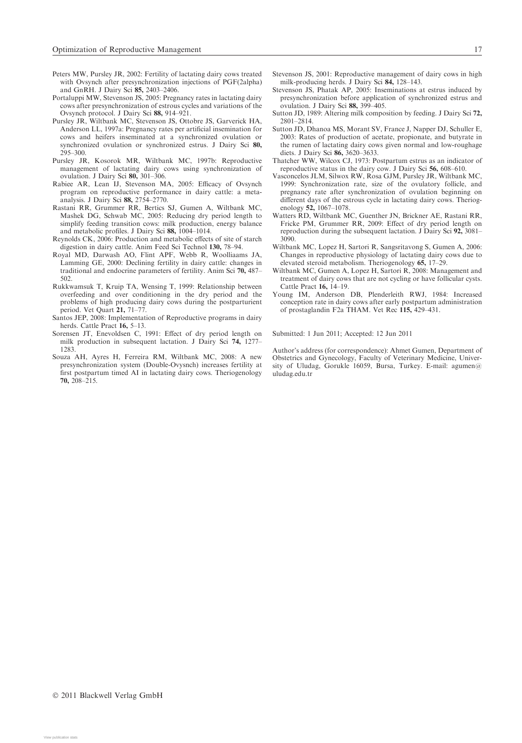Peters MW, Pursley JR, 2002: Fertility of lactating dairy cows treated with Ovsynch after presynchronization injections of PGF(2alpha) and GnRH. J Dairy Sci **85,** 2403–2406.

Portaluppi MW, Stevenson JS, 2005: Pregnancy rates in lactating dairy cows after presynchronization of estrous cycles and variations of the Ovsynch protocol. J Dairy Sci **88,** 914–921.

Pursley JR, Wiltbank MC, Stevenson JS, Ottobre JS, Garverick HA, Anderson LL, 1997a: Pregnancy rates per artificial insemination for cows and heifers inseminated at a synchronized ovulation or synchronized estrus. J Dairy Sci **80,** 295–300.

Pursley JR, Kosorok MR, Wiltbank MC, 1997b: Reproductive management of lactating dairy cows using synchronization of ovulation. J Dairy Sci **80,** 301–306.

Rabiee AR, Lean IJ, Stevenson MA, 2005: Efficacy of Ovsynch program on reproductive performance in dairy cattle: a meta-analysis. J Dairy Sci **88,** 2754–2770.

Rastani RR, Grummer RR, Bertics SJ, Gumen A, Wiltbank MC, Mashek DG, Schwab MC, 2005: Reducing dry period length to simplify feeding transition cows: milk production, energy balance and metabolic profiles. J Dairy Sci **88,** 1004–1014.

Reynolds CK, 2006: Production and metabolic effects of site of starch digestion in dairy cattle. Anim Feed Sci Technol **130,** 78–94.

Royal MD, Darwash AO, Flint APF, Webb R, Woolliaams JA, Lamming GE, 2000: Declining fertility in dairy cattle: changes in traditional and endocrine parameters of fertility. Anim Sci **70,** 487–502.

Rukkwamsuk T, Kruip TA, Wensing T, 1999: Relationship between overfeeding and over conditioning in the dry period and the problems of high producing dairy cows during the postparturient period. Vet Quart **21,** 71–77.

Santos JEP, 2008: Implementation of Reproductive programs in dairy herds. Cattle Pract **16,** 5–13.

Sorensen JT, Enevoldsen C, 1991: Effect of dry period length on milk production in subsequent lactation. J Dairy Sci **74,** 1277–1283.

Souza AH, Ayres H, Ferreira RM, Wiltbank MC, 2008: A new presynchronization system (Double-Ovysnch) increases fertility at first postpartum timed AI in lactating dairy cows. Theriogenology **70,** 208–215.

Stevenson JS, 2001: Reproductive management of dairy cows in high milk-producing herds. J Dairy Sci **84,** 128–143.

Stevenson JS, Phatak AP, 2005: Inseminations at estrus induced by presynchronization before application of synchronized estrus and ovulation. J Dairy Sci **88,** 399–405.

Sutton JD, 1989: Altering milk composition by feeding. J Dairy Sci **72,** 2801–2814.

Sutton JD, Dhanoa MS, Morant SV, France J, Napper DJ, Schuller E, 2003: Rates of production of acetate, propionate, and butyrate in the rumen of lactating dairy cows given normal and low-roughage diets. J Dairy Sci **86,** 3620–3633.

Thatcher WW, Wilcox CJ, 1973: Postpartum estrus as an indicator of reproductive status in the dairy cow. J Dairy Sci **56,** 608–610.

Vasconcelos JLM, Silwox RW, Rosa GJM, Pursley JR, Wiltbank MC, 1999: Synchronization rate, size of the ovulatory follicle, and pregnancy rate after synchronization of ovulation beginning on different days of the estrous cycle in lactating dairy cows. Theriogenology **52,** 1067–1078.

Watters RD, Wiltbank MC, Guenther JN, Brickner AE, Rastani RR, Fricke PM, Grummer RR, 2009: Effect of dry period length on reproduction during the subsequent lactation. J Dairy Sci **92,** 3081–3090.

Wiltbank MC, Lopez H, Sartori R, Sangsritavong S, Gumen A, 2006: Changes in reproductive physiology of lactating dairy cows due to elevated steroid metabolism. Theriogenology **65,** 17–29.

Wiltbank MC, Gumen A, Lopez H, Sartori R, 2008: Management and treatment of dairy cows that are not cycling or have follicular cysts. Cattle Pract **16,** 14–19.

Young IM, Anderson DB, Plenderleith RWJ, 1984: Increased conception rate in dairy cows after early postpartum administration of prostaglandin F2a THAM. Vet Rec **115,** 429–431.

Submitted: 1 Jun 2011; Accepted: 12 Jun 2011

Author's address (for correspondence): Ahmet Gumen, Department of Obstetrics and Gynecology, Faculty of Veterinary Medicine, University of Uludag, Gorukle 16059, Bursa, Turkey. E-mail: agumen@uludag.edu.tr